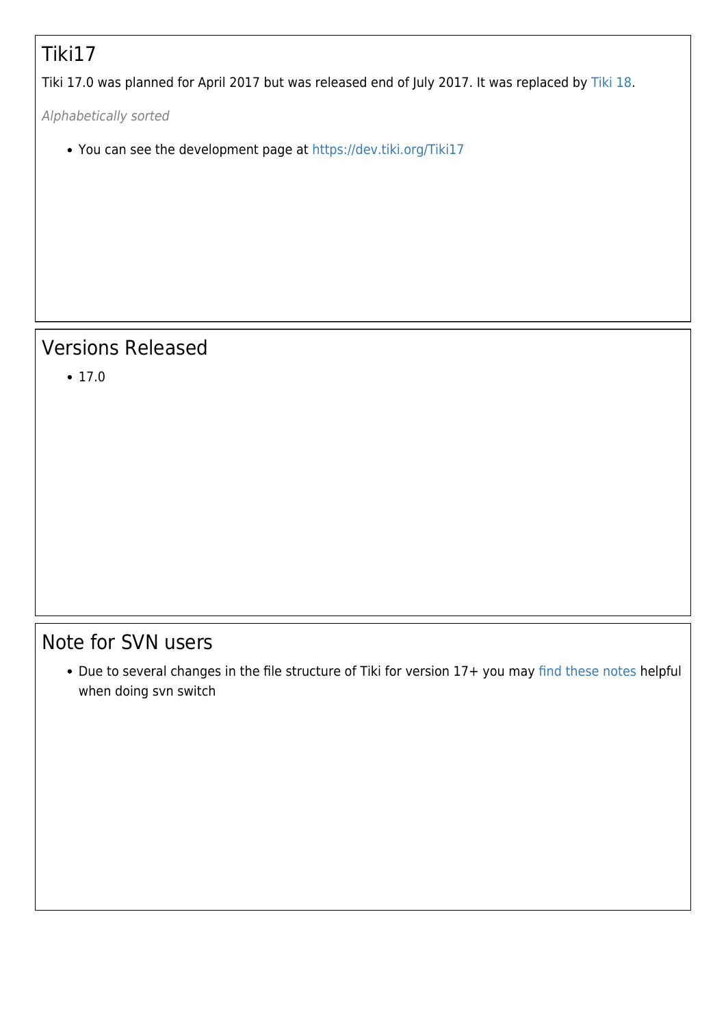# Tiki17

Tiki 17.0 was planned for April 2017 but was released end of July 2017. It was replaced by Tiki 18.

*Alphabetically sorted*

- You can see the development page at https://dev.tiki.org/Tiki17

## Versions Released

- 17.0

## Note for SVN users

- Due to several changes in the file structure of Tiki for version 17+ you may find these notes helpful when doing svn switch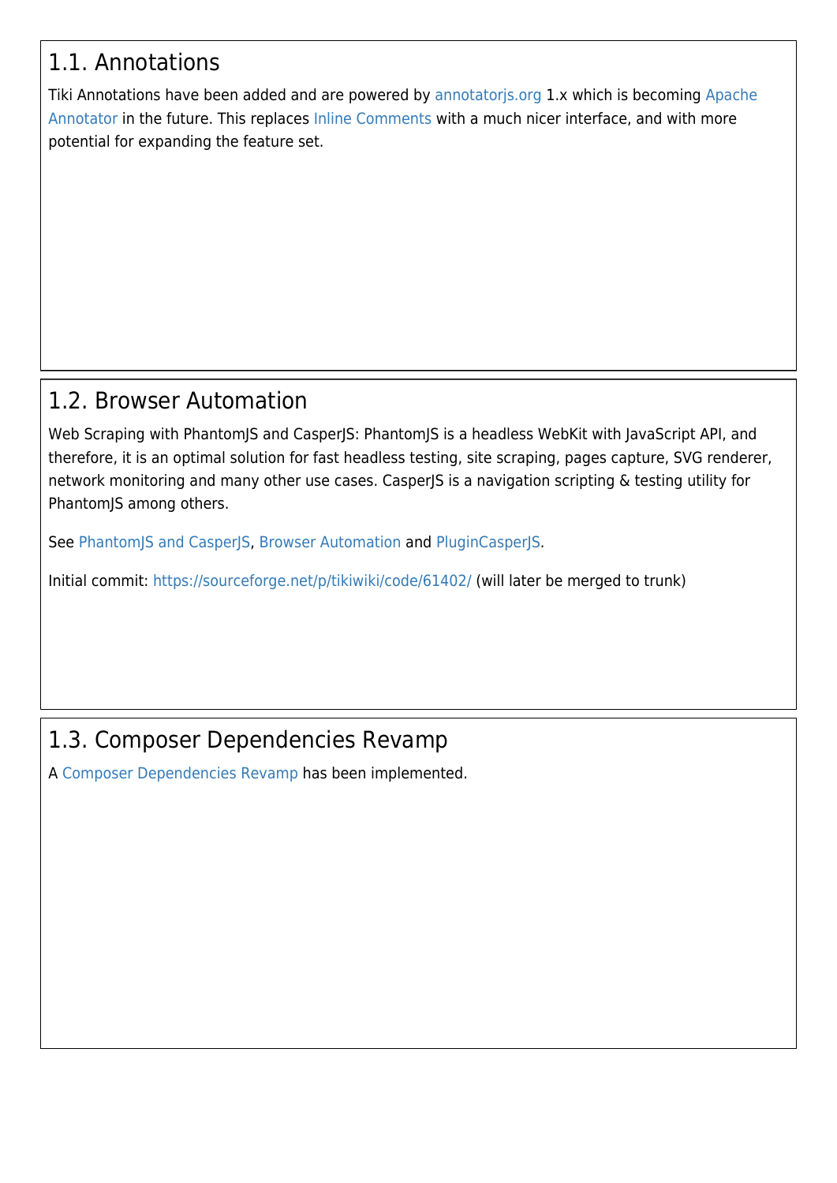## 1.1. Annotations

Tiki Annotations have been added and are powered by annotatorjs.org 1.x which is becoming Apache Annotator in the future. This replaces Inline Comments with a much nicer interface, and with more potential for expanding the feature set.

## 1.2. Browser Automation

Web Scraping with PhantomJS and CasperJS: PhantomJS is a headless WebKit with JavaScript API, and therefore, it is an optimal solution for fast headless testing, site scraping, pages capture, SVG renderer, network monitoring and many other use cases. CasperJS is a navigation scripting & testing utility for PhantomJS among others.

See PhantomJS and CasperJS, Browser Automation and PluginCasperJS.

Initial commit: https://sourceforge.net/p/tikiwiki/code/61402/ (will later be merged to trunk)

## 1.3. Composer Dependencies Revamp

A Composer Dependencies Revamp has been implemented.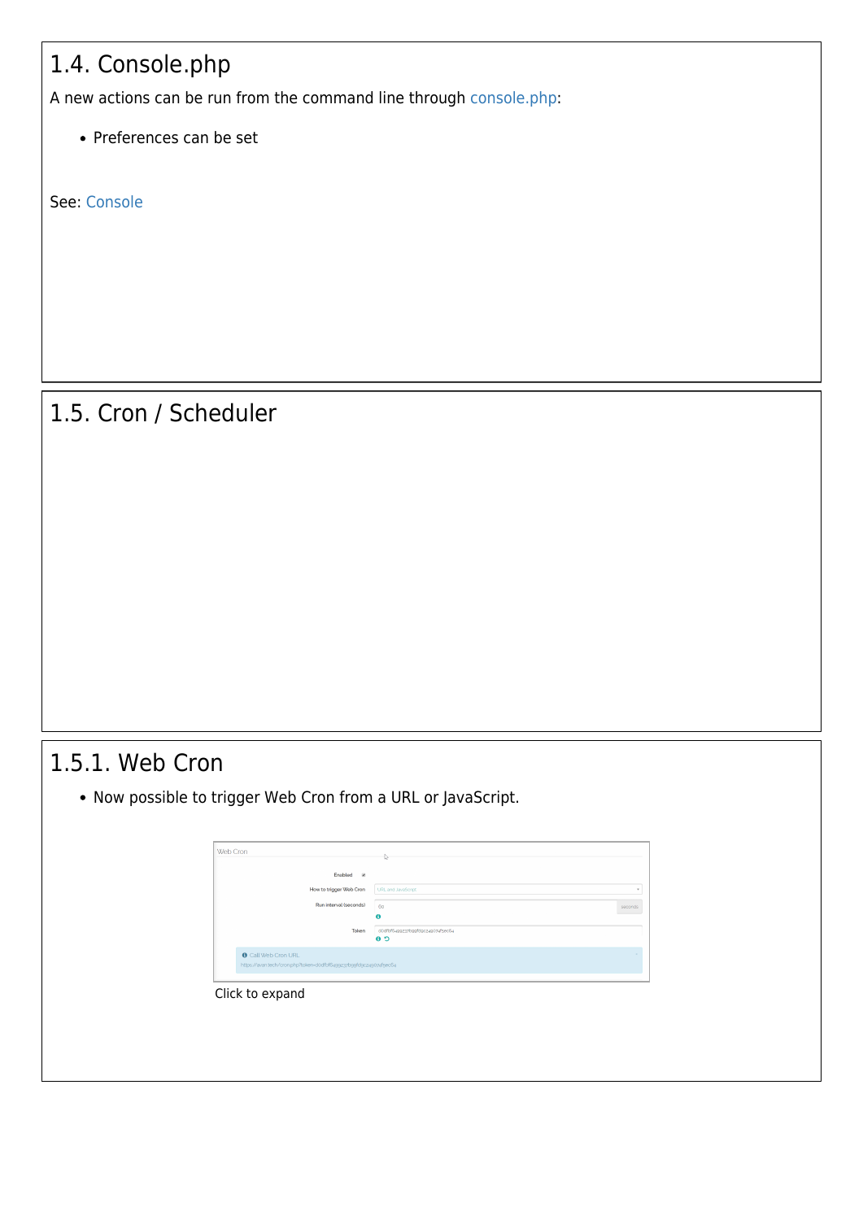## 1.4. Console.php

A new actions can be run from the command line through console.php:

- Preferences can be set

See: Console

## 1.5. Cron / Scheduler

### 1.5.1. Web Cron

- Now possible to trigger Web Cron from a URL or JavaScript.

Click to expand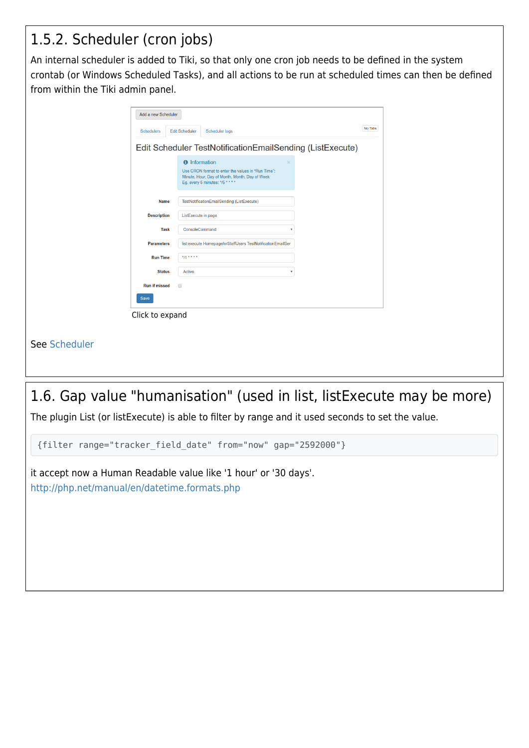## 1.5.2. Scheduler (cron jobs)

An internal scheduler is added to Tiki, so that only one cron job needs to be defined in the system crontab (or Windows Scheduled Tasks), and all actions to be run at scheduled times can then be defined from within the Tiki admin panel.

Click to expand

See Scheduler

## 1.6. Gap value "humanisation" (used in list, listExecute may be more)

The plugin List (or listExecute) is able to filter by range and it used seconds to set the value.

```
{filter range="tracker_field_date" from="now" gap="2592000"}
```

it accept now a Human Readable value like '1 hour' or '30 days'.
http://php.net/manual/en/datetime.formats.php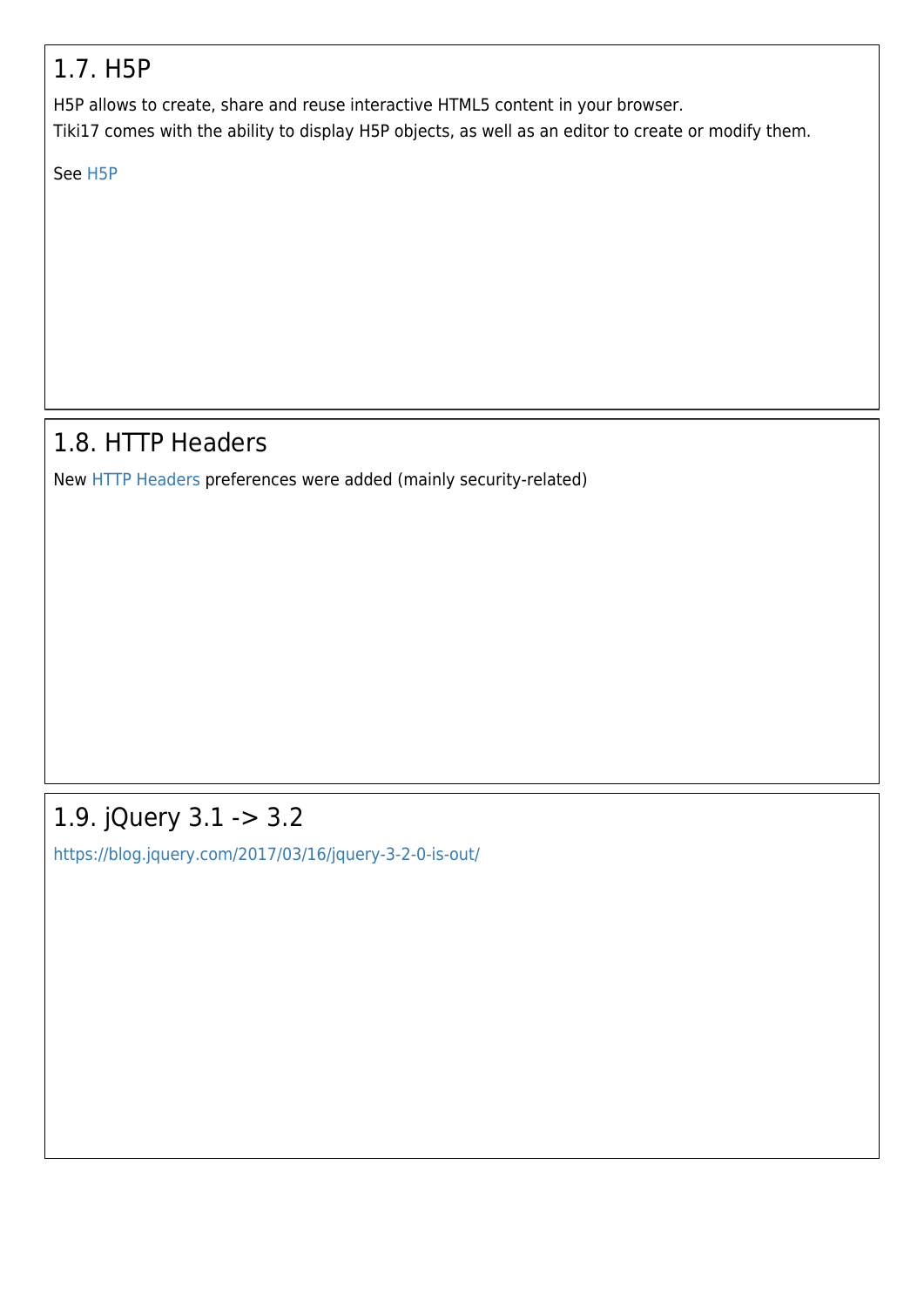## 1.7. H5P

H5P allows to create, share and reuse interactive HTML5 content in your browser.
Tiki17 comes with the ability to display H5P objects, as well as an editor to create or modify them.

See H5P

## 1.8. HTTP Headers

New HTTP Headers preferences were added (mainly security-related)

## 1.9. jQuery 3.1 -> 3.2

https://blog.jquery.com/2017/03/16/jquery-3-2-0-is-out/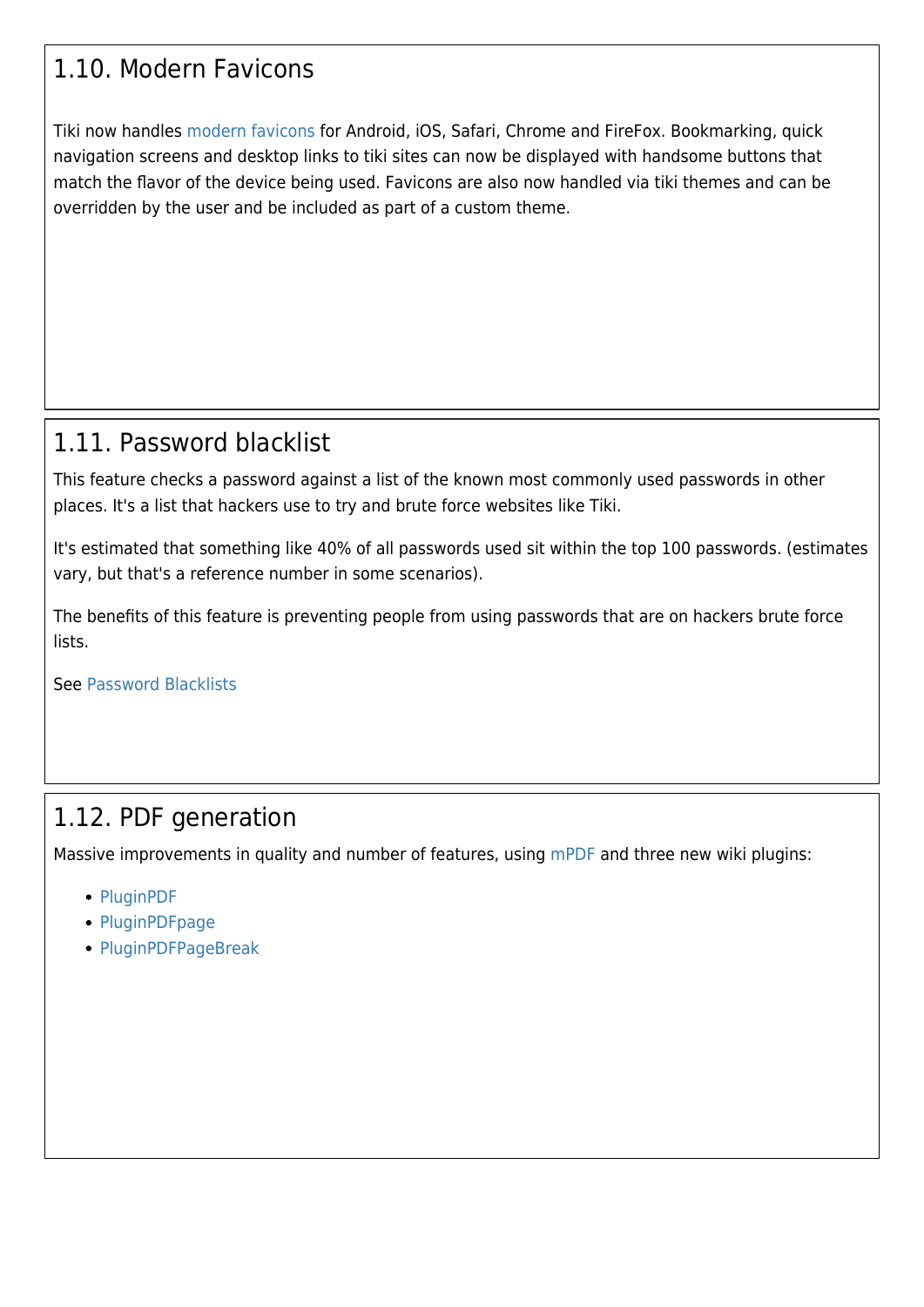## 1.10. Modern Favicons

Tiki now handles modern favicons for Android, iOS, Safari, Chrome and FireFox. Bookmarking, quick navigation screens and desktop links to tiki sites can now be displayed with handsome buttons that match the flavor of the device being used. Favicons are also now handled via tiki themes and can be overridden by the user and be included as part of a custom theme.

## 1.11. Password blacklist

This feature checks a password against a list of the known most commonly used passwords in other places. It's a list that hackers use to try and brute force websites like Tiki.

It's estimated that something like 40% of all passwords used sit within the top 100 passwords. (estimates vary, but that's a reference number in some scenarios).

The benefits of this feature is preventing people from using passwords that are on hackers brute force lists.

See Password Blacklists

## 1.12. PDF generation

Massive improvements in quality and number of features, using mPDF and three new wiki plugins:

- PluginPDF
- PluginPDFpage
- PluginPDFPageBreak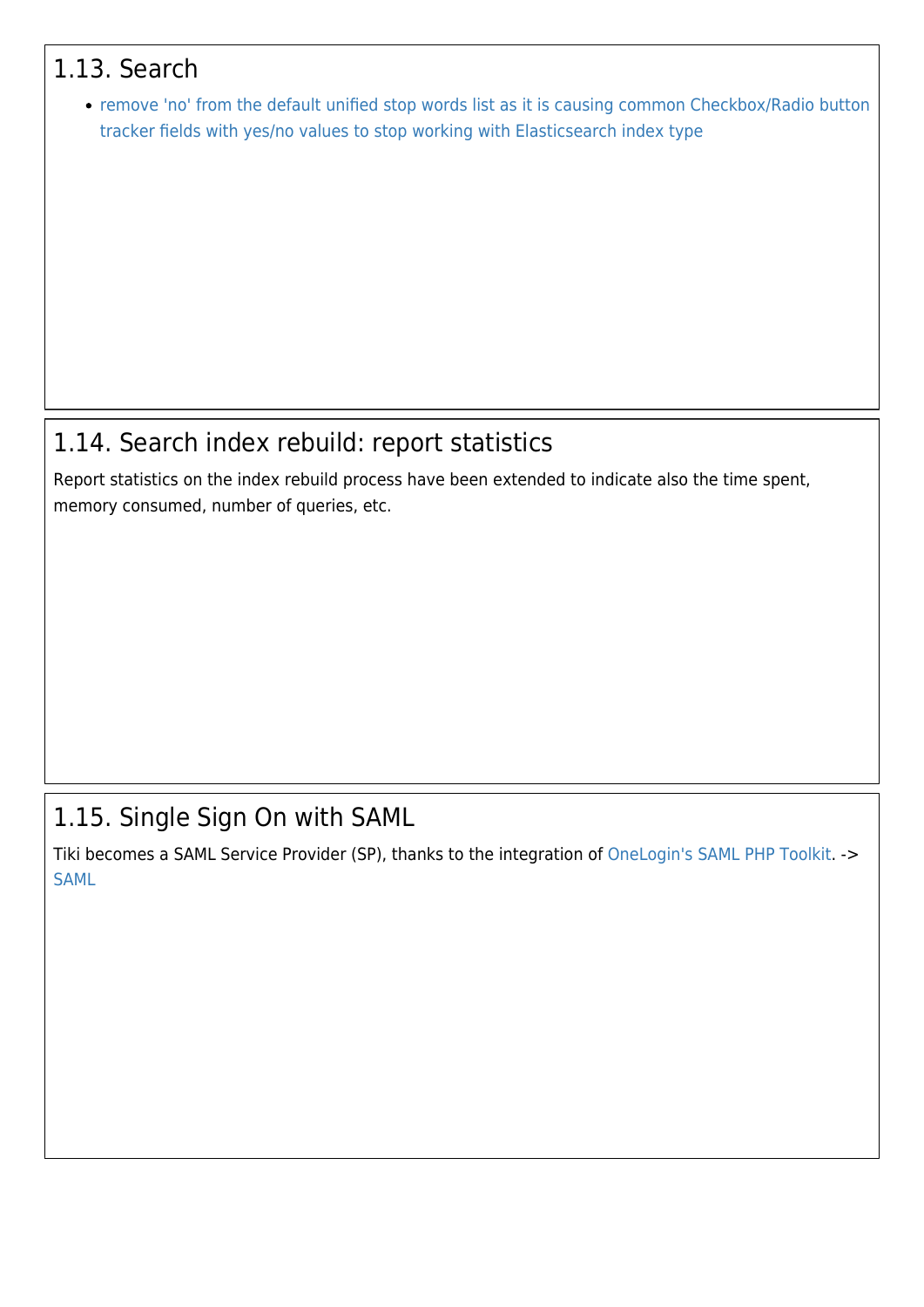## 1.13. Search

- remove 'no' from the default unified stop words list as it is causing common Checkbox/Radio button tracker fields with yes/no values to stop working with Elasticsearch index type

## 1.14. Search index rebuild: report statistics

Report statistics on the index rebuild process have been extended to indicate also the time spent, memory consumed, number of queries, etc.

## 1.15. Single Sign On with SAML

Tiki becomes a SAML Service Provider (SP), thanks to the integration of OneLogin's SAML PHP Toolkit. -> SAML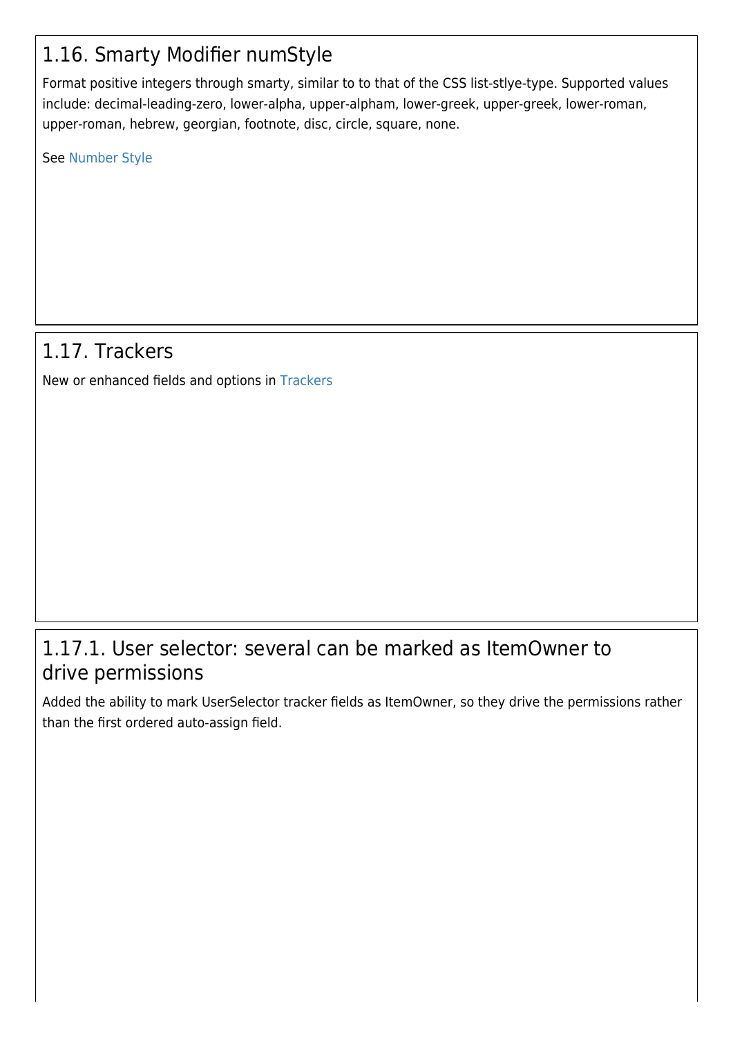## 1.16. Smarty Modifier numStyle

Format positive integers through smarty, similar to to that of the CSS list-stlye-type. Supported values include: decimal-leading-zero, lower-alpha, upper-alpham, lower-greek, upper-greek, lower-roman, upper-roman, hebrew, georgian, footnote, disc, circle, square, none.

See Number Style

## 1.17. Trackers

New or enhanced fields and options in Trackers

### 1.17.1. User selector: several can be marked as ItemOwner to drive permissions

Added the ability to mark UserSelector tracker fields as ItemOwner, so they drive the permissions rather than the first ordered auto-assign field.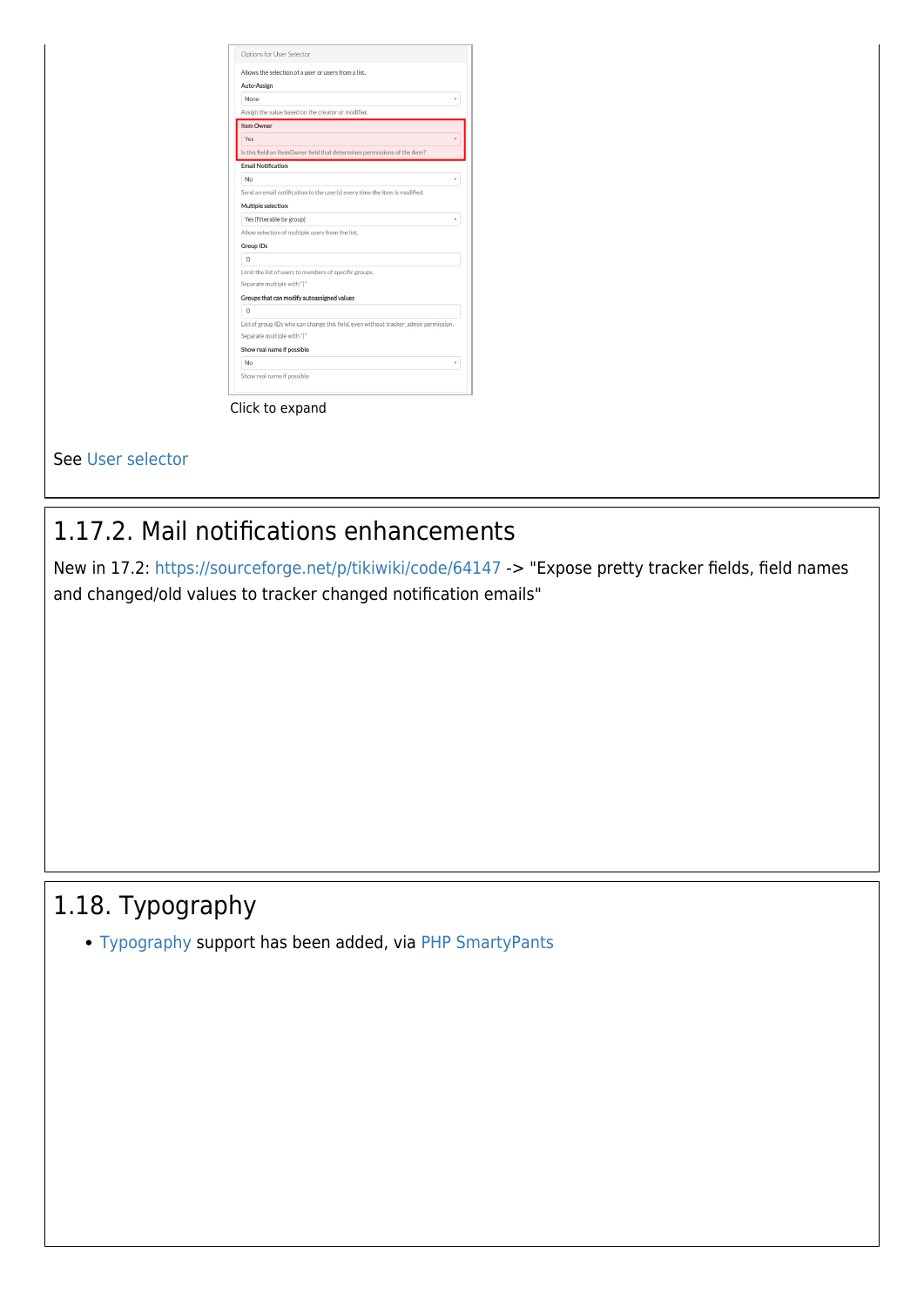Click to expand

See User selector

## 1.17.2. Mail notifications enhancements

New in 17.2: https://sourceforge.net/p/tikiwiki/code/64147 -> "Expose pretty tracker fields, field names and changed/old values to tracker changed notification emails"

# 1.18. Typography

- Typography support has been added, via PHP SmartyPants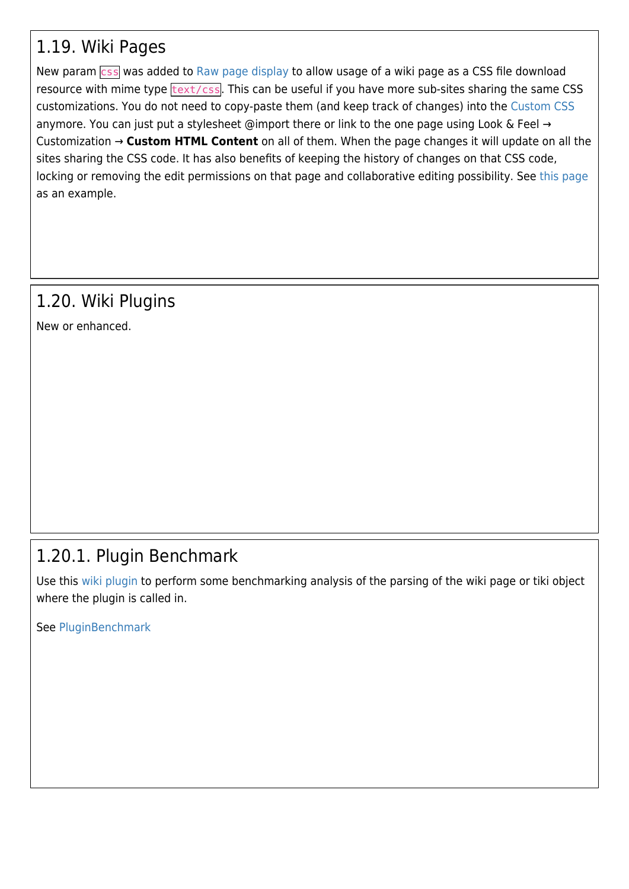## 1.19. Wiki Pages

New param `css` was added to Raw page display to allow usage of a wiki page as a CSS file download resource with mime type `text/css`. This can be useful if you have more sub-sites sharing the same CSS customizations. You do not need to copy-paste them (and keep track of changes) into the Custom CSS anymore. You can just put a stylesheet @import there or link to the one page using Look & Feel → Customization → **Custom HTML Content** on all of them. When the page changes it will update on all the sites sharing the CSS code. It has also benefits of keeping the history of changes on that CSS code, locking or removing the edit permissions on that page and collaborative editing possibility. See this page as an example.

## 1.20. Wiki Plugins

New or enhanced.

### 1.20.1. Plugin Benchmark

Use this wiki plugin to perform some benchmarking analysis of the parsing of the wiki page or tiki object where the plugin is called in.

See PluginBenchmark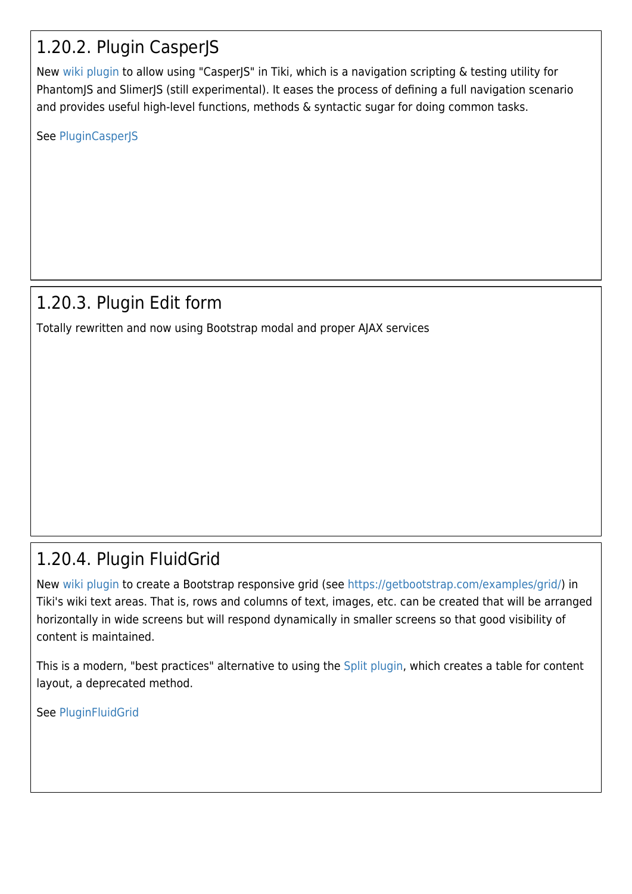### 1.20.2. Plugin CasperJS

New wiki plugin to allow using "CasperJS" in Tiki, which is a navigation scripting & testing utility for PhantomJS and SlimerJS (still experimental). It eases the process of defining a full navigation scenario and provides useful high-level functions, methods & syntactic sugar for doing common tasks.

See PluginCasperJS

### 1.20.3. Plugin Edit form

Totally rewritten and now using Bootstrap modal and proper AJAX services

### 1.20.4. Plugin FluidGrid

New wiki plugin to create a Bootstrap responsive grid (see https://getbootstrap.com/examples/grid/) in Tiki's wiki text areas. That is, rows and columns of text, images, etc. can be created that will be arranged horizontally in wide screens but will respond dynamically in smaller screens so that good visibility of content is maintained.

This is a modern, "best practices" alternative to using the Split plugin, which creates a table for content layout, a deprecated method.

See PluginFluidGrid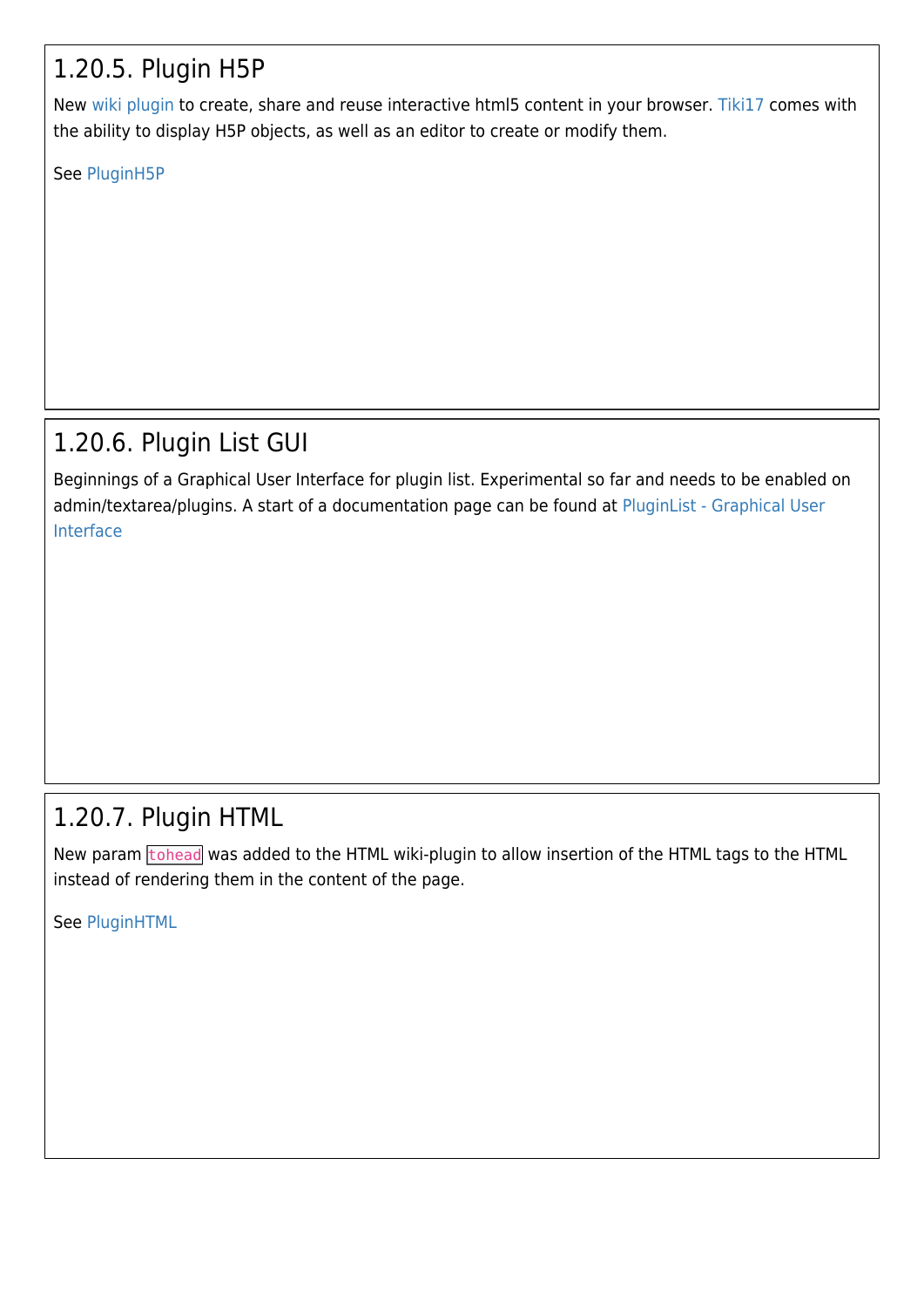### 1.20.5. Plugin H5P

New wiki plugin to create, share and reuse interactive html5 content in your browser. Tiki17 comes with the ability to display H5P objects, as well as an editor to create or modify them.

See PluginH5P

### 1.20.6. Plugin List GUI

Beginnings of a Graphical User Interface for plugin list. Experimental so far and needs to be enabled on admin/textarea/plugins. A start of a documentation page can be found at PluginList - Graphical User Interface

### 1.20.7. Plugin HTML

New param `tohead` was added to the HTML wiki-plugin to allow insertion of the HTML tags to the HTML instead of rendering them in the content of the page.

See PluginHTML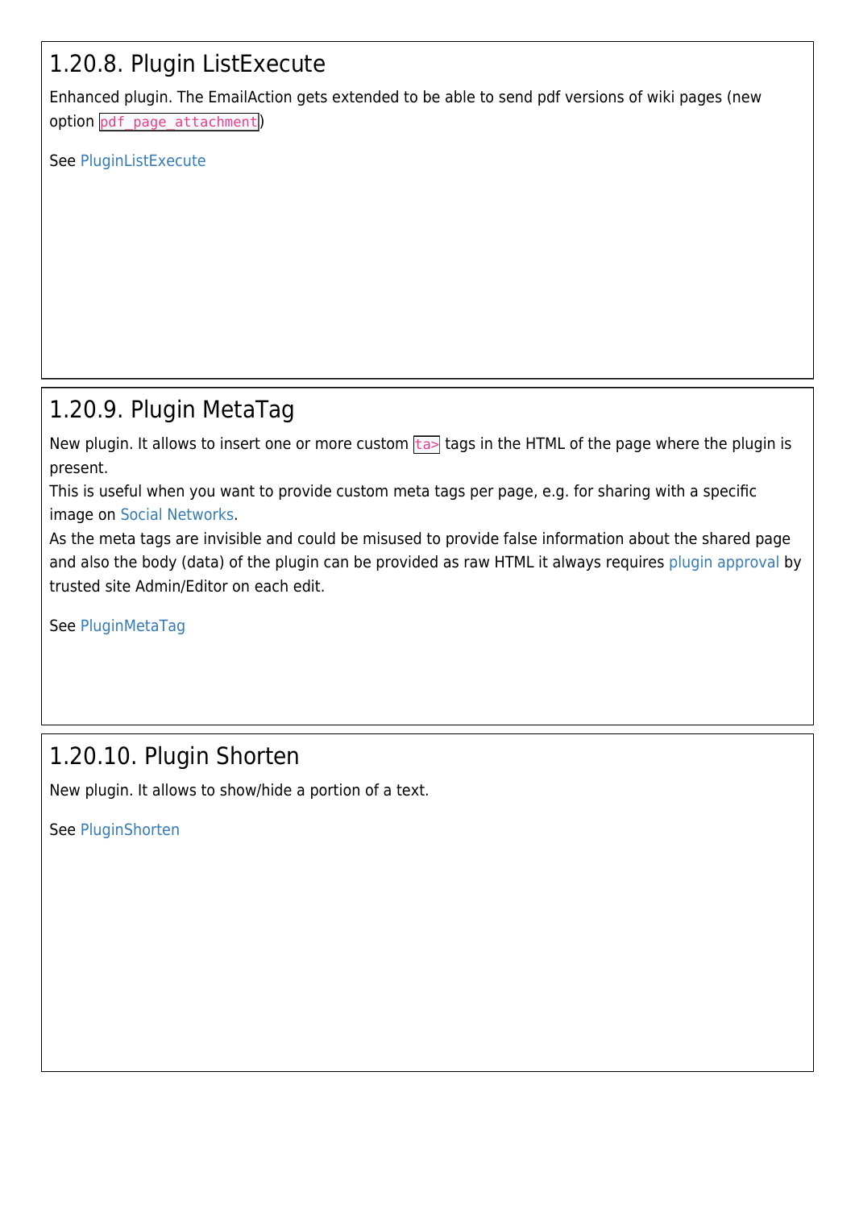## 1.20.8. Plugin ListExecute

Enhanced plugin. The EmailAction gets extended to be able to send pdf versions of wiki pages (new option `pdf_page_attachment`)

See PluginListExecute

## 1.20.9. Plugin MetaTag

New plugin. It allows to insert one or more custom `ta>` tags in the HTML of the page where the plugin is present.
This is useful when you want to provide custom meta tags per page, e.g. for sharing with a specific image on Social Networks.
As the meta tags are invisible and could be misused to provide false information about the shared page and also the body (data) of the plugin can be provided as raw HTML it always requires plugin approval by trusted site Admin/Editor on each edit.

See PluginMetaTag

## 1.20.10. Plugin Shorten

New plugin. It allows to show/hide a portion of a text.

See PluginShorten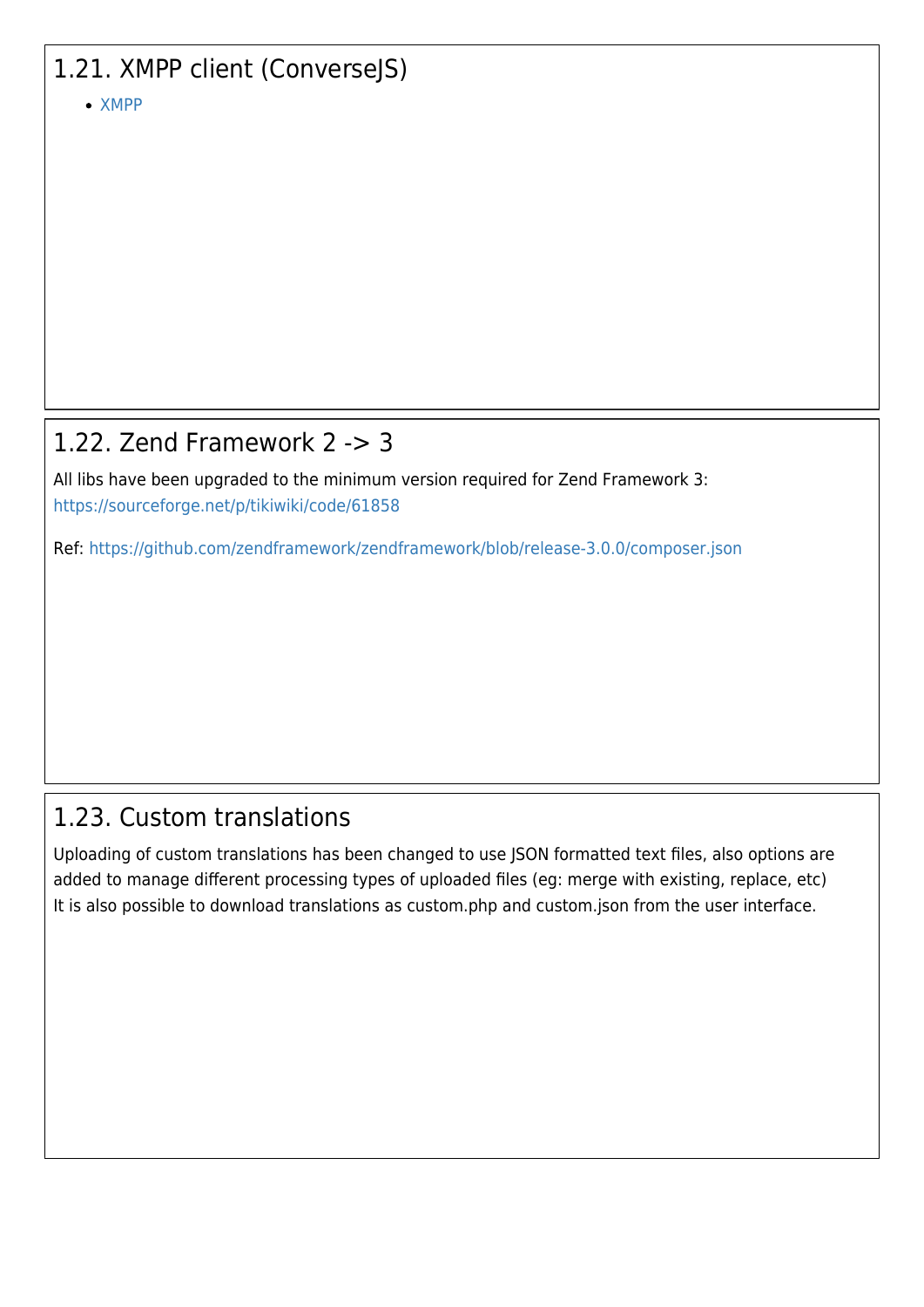## 1.21. XMPP client (ConverseJS)

- XMPP

## 1.22. Zend Framework 2 -> 3

All libs have been upgraded to the minimum version required for Zend Framework 3: https://sourceforge.net/p/tikiwiki/code/61858

Ref: https://github.com/zendframework/zendframework/blob/release-3.0.0/composer.json

## 1.23. Custom translations

Uploading of custom translations has been changed to use JSON formatted text files, also options are added to manage different processing types of uploaded files (eg: merge with existing, replace, etc)
It is also possible to download translations as custom.php and custom.json from the user interface.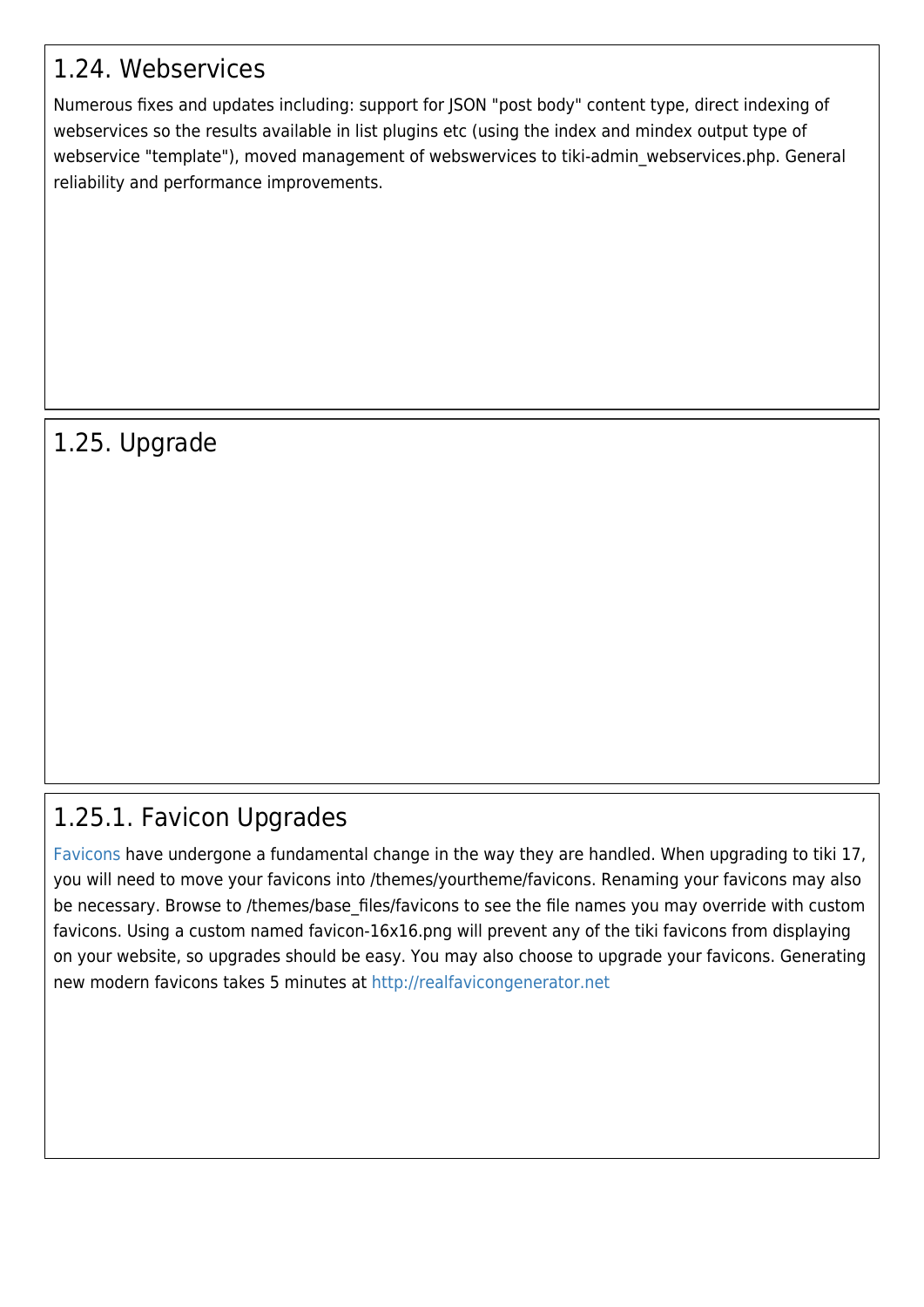## 1.24. Webservices

Numerous fixes and updates including: support for JSON "post body" content type, direct indexing of webservices so the results available in list plugins etc (using the index and mindex output type of webservice "template"), moved management of webswervices to tiki-admin_webservices.php. General reliability and performance improvements.

## 1.25. Upgrade

### 1.25.1. Favicon Upgrades

Favicons have undergone a fundamental change in the way they are handled. When upgrading to tiki 17, you will need to move your favicons into /themes/yourtheme/favicons. Renaming your favicons may also be necessary. Browse to /themes/base_files/favicons to see the file names you may override with custom favicons. Using a custom named favicon-16x16.png will prevent any of the tiki favicons from displaying on your website, so upgrades should be easy. You may also choose to upgrade your favicons. Generating new modern favicons takes 5 minutes at http://realfavicongenerator.net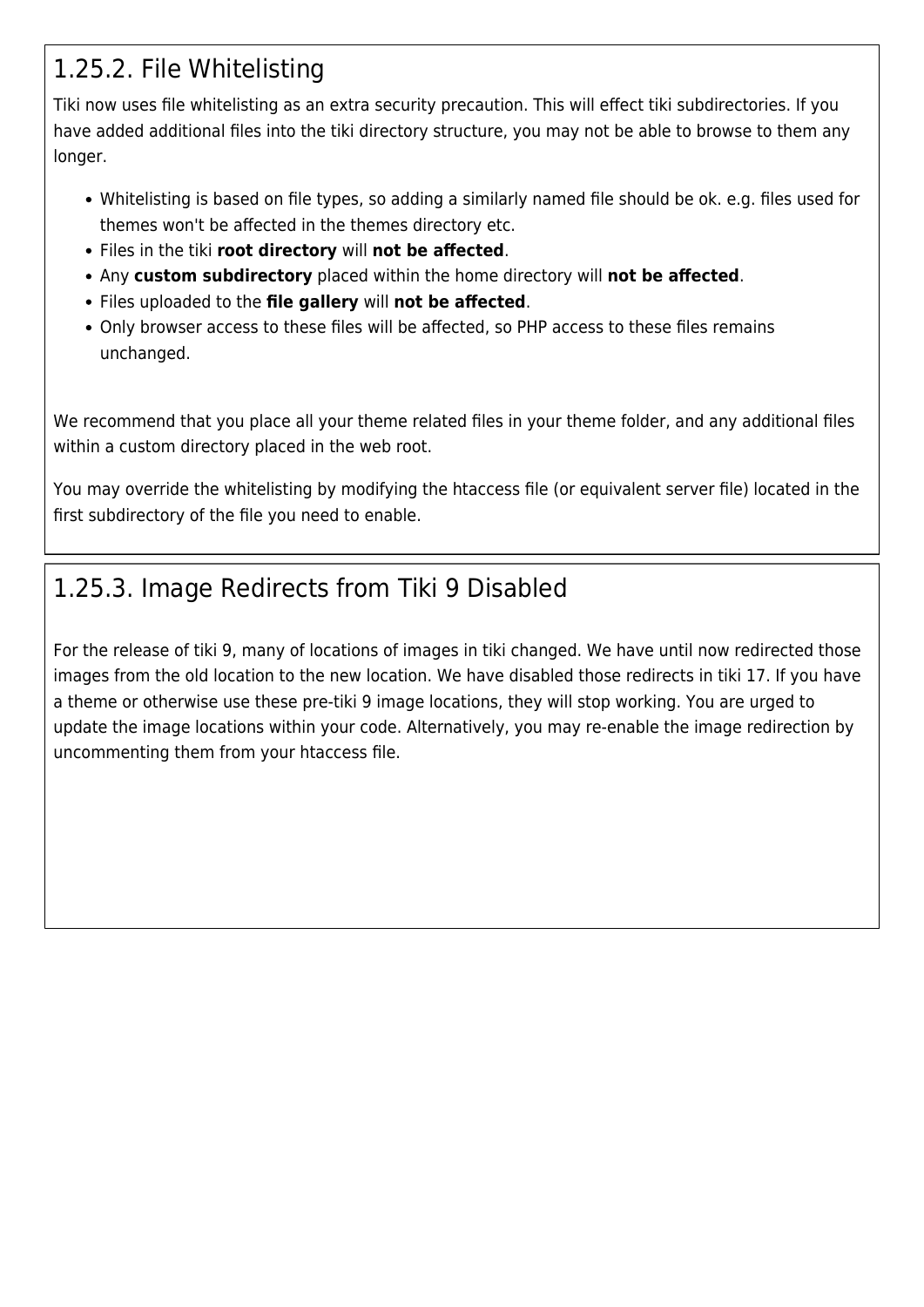### 1.25.2. File Whitelisting

Tiki now uses file whitelisting as an extra security precaution. This will effect tiki subdirectories. If you have added additional files into the tiki directory structure, you may not be able to browse to them any longer.

- Whitelisting is based on file types, so adding a similarly named file should be ok. e.g. files used for themes won't be affected in the themes directory etc.
- Files in the tiki **root directory** will **not be affected**.
- Any **custom subdirectory** placed within the home directory will **not be affected**.
- Files uploaded to the **file gallery** will **not be affected**.
- Only browser access to these files will be affected, so PHP access to these files remains unchanged.

We recommend that you place all your theme related files in your theme folder, and any additional files within a custom directory placed in the web root.

You may override the whitelisting by modifying the htaccess file (or equivalent server file) located in the first subdirectory of the file you need to enable.

### 1.25.3. Image Redirects from Tiki 9 Disabled

For the release of tiki 9, many of locations of images in tiki changed. We have until now redirected those images from the old location to the new location. We have disabled those redirects in tiki 17. If you have a theme or otherwise use these pre-tiki 9 image locations, they will stop working. You are urged to update the image locations within your code. Alternatively, you may re-enable the image redirection by uncommenting them from your htaccess file.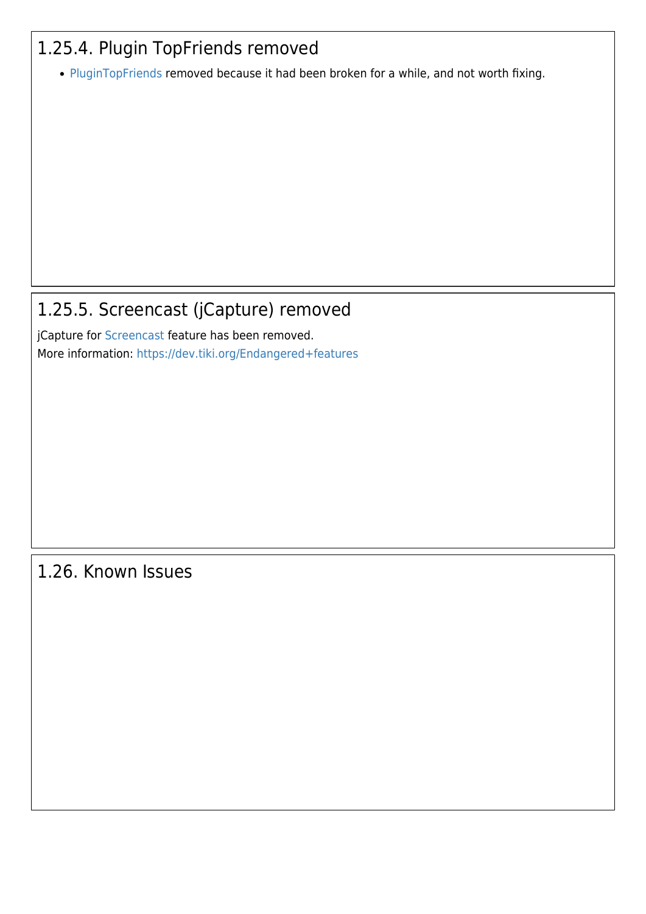### 1.25.4. Plugin TopFriends removed

- PluginTopFriends removed because it had been broken for a while, and not worth fixing.

### 1.25.5. Screencast (jCapture) removed

jCapture for Screencast feature has been removed.
More information: https://dev.tiki.org/Endangered+features

## 1.26. Known Issues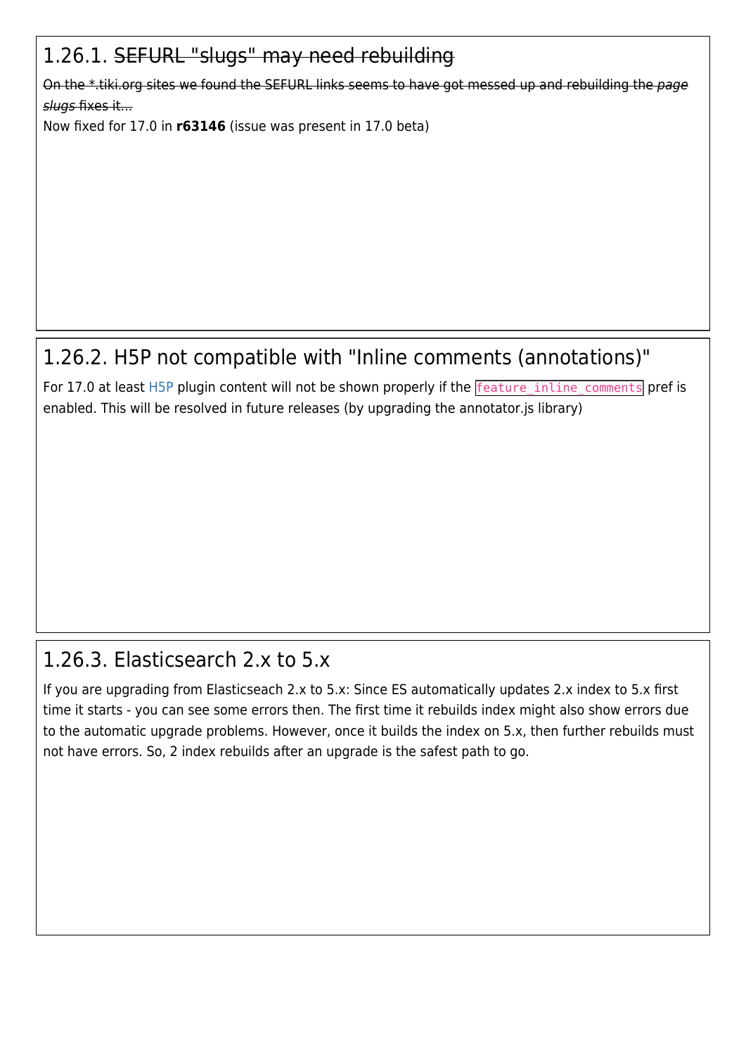## 1.26.1. ~~SEFURL "slugs" may need rebuilding~~

~~On the *.tiki.org sites we found the SEFURL links seems to have got messed up and rebuilding the *page slugs* fixes it...~~

Now fixed for 17.0 in **r63146** (issue was present in 17.0 beta)

## 1.26.2. H5P not compatible with "Inline comments (annotations)"

For 17.0 at least H5P plugin content will not be shown properly if the `feature_inline_comments` pref is enabled. This will be resolved in future releases (by upgrading the annotator.js library)

## 1.26.3. Elasticsearch 2.x to 5.x

If you are upgrading from Elasticseach 2.x to 5.x: Since ES automatically updates 2.x index to 5.x first time it starts - you can see some errors then. The first time it rebuilds index might also show errors due to the automatic upgrade problems. However, once it builds the index on 5.x, then further rebuilds must not have errors. So, 2 index rebuilds after an upgrade is the safest path to go.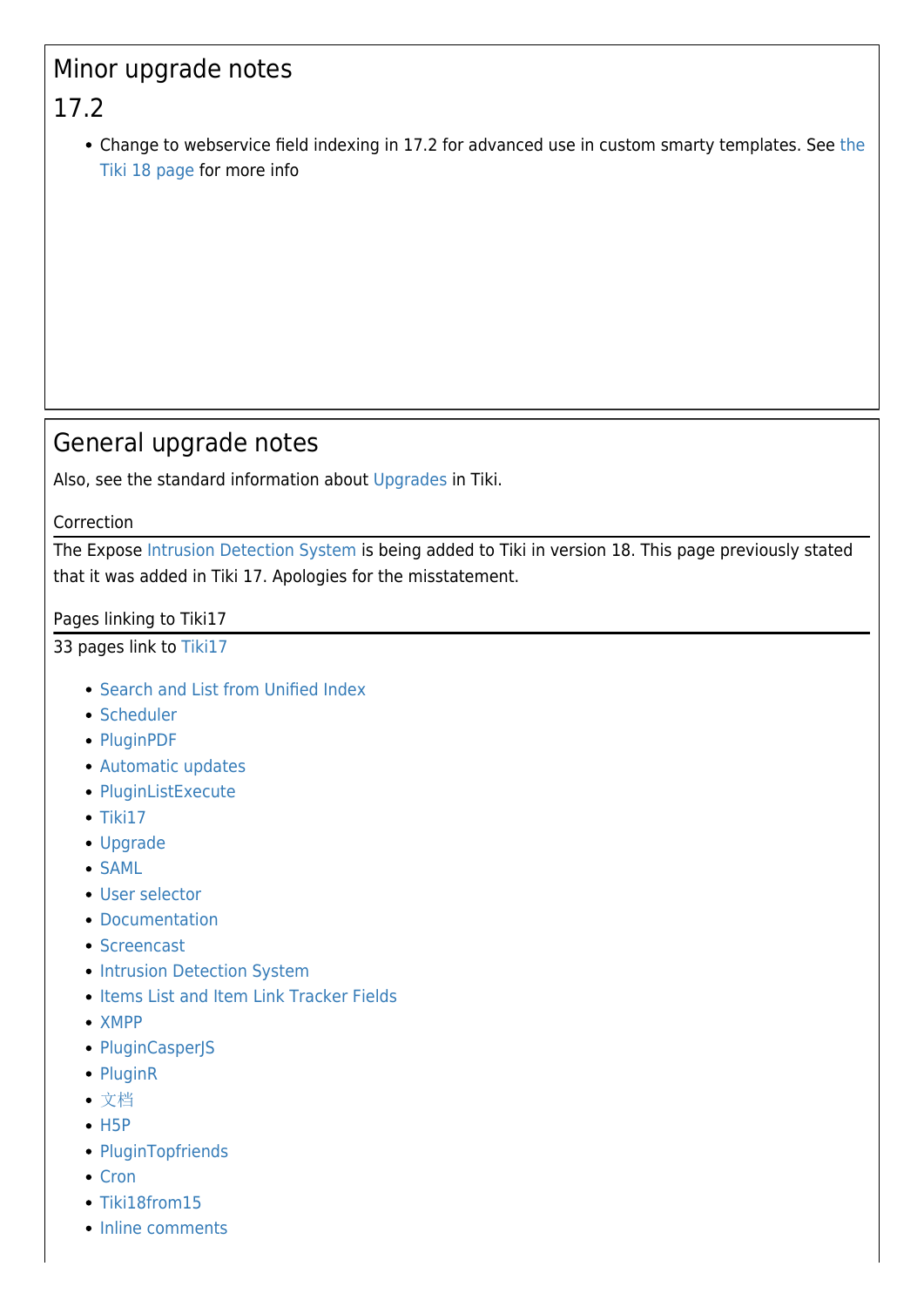# Minor upgrade notes

## 17.2

- Change to webservice field indexing in 17.2 for advanced use in custom smarty templates. See the Tiki 18 page for more info

# General upgrade notes

Also, see the standard information about Upgrades in Tiki.

### Correction

The Expose Intrusion Detection System is being added to Tiki in version 18. This page previously stated that it was added in Tiki 17. Apologies for the misstatement.

### Pages linking to Tiki17

33 pages link to Tiki17

- Search and List from Unified Index
- Scheduler
- PluginPDF
- Automatic updates
- PluginListExecute
- Tiki17
- Upgrade
- SAML
- User selector
- Documentation
- Screencast
- Intrusion Detection System
- Items List and Item Link Tracker Fields
- XMPP
- PluginCasperJS
- PluginR
- 文档
- H5P
- PluginTopfriends
- Cron
- Tiki18from15
- Inline comments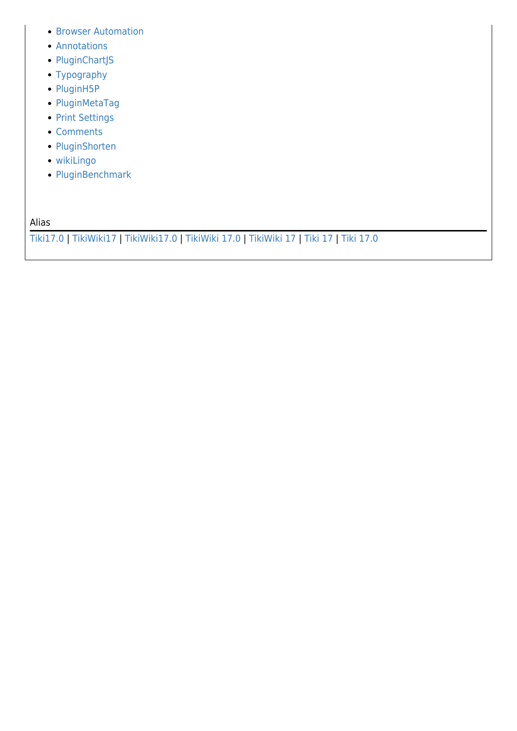- Browser Automation
- Annotations
- PluginChartJS
- Typography
- PluginH5P
- PluginMetaTag
- Print Settings
- Comments
- PluginShorten
- wikiLingo
- PluginBenchmark

Alias

Tiki17.0 | TikiWiki17 | TikiWiki17.0 | TikiWiki 17.0 | TikiWiki 17 | Tiki 17 | Tiki 17.0